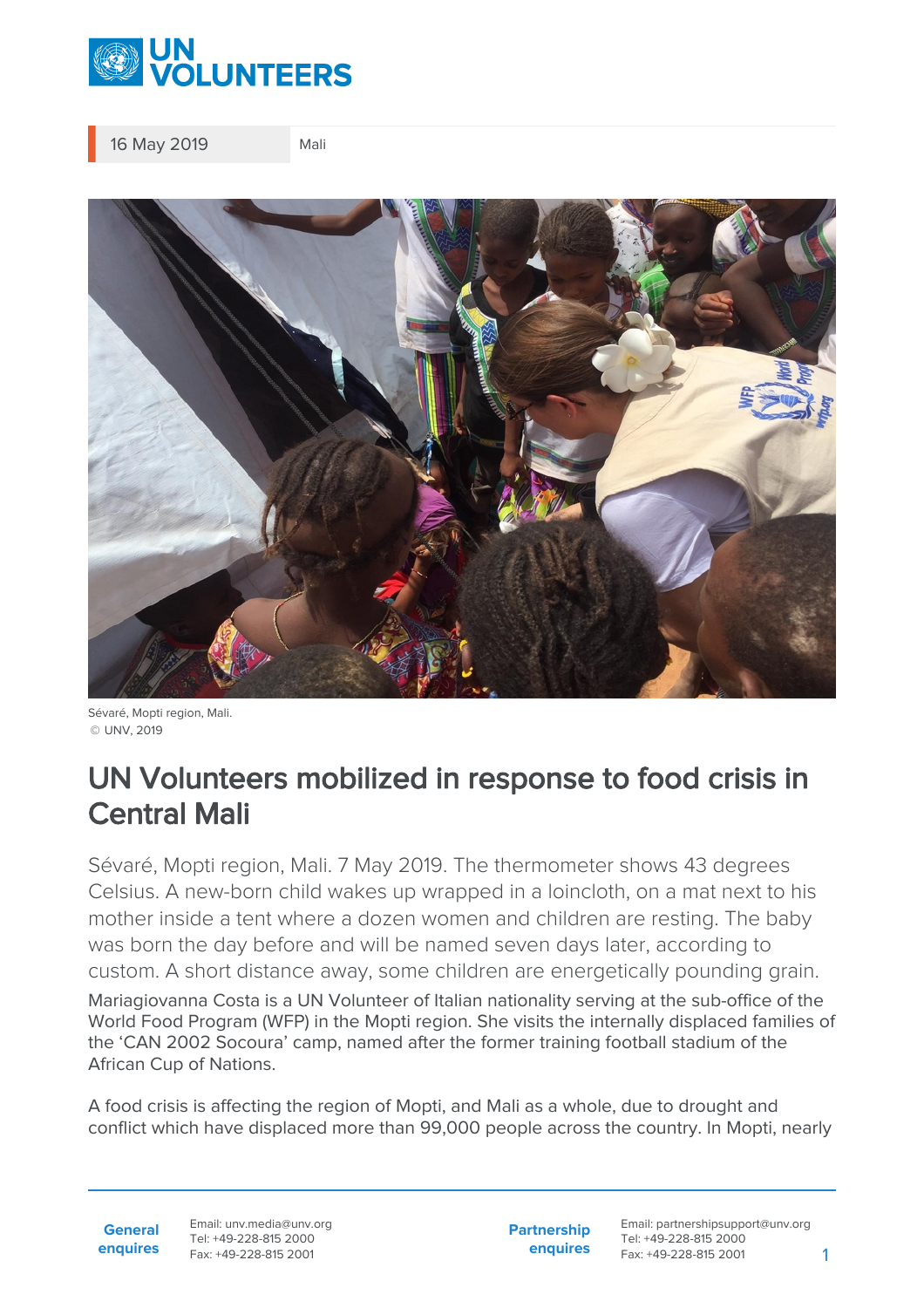16 May 2019 | Mali

Sévaré, Mopti region, Mali.
© UNV, 2019

# UN Volunteers mobilized in response to food crisis in Central Mali

Sévaré, Mopti region, Mali. 7 May 2019. The thermometer shows 43 degrees Celsius. A new-born child wakes up wrapped in a loincloth, on a mat next to his mother inside a tent where a dozen women and children are resting. The baby was born the day before and will be named seven days later, according to custom. A short distance away, some children are energetically pounding grain.

Mariagiovanna Costa is a UN Volunteer of Italian nationality serving at the sub-office of the World Food Program (WFP) in the Mopti region. She visits the internally displaced families of the 'CAN 2002 Socoura' camp, named after the former training football stadium of the African Cup of Nations.

A food crisis is affecting the region of Mopti, and Mali as a whole, due to drought and conflict which have displaced more than 99,000 people across the country. In Mopti, nearly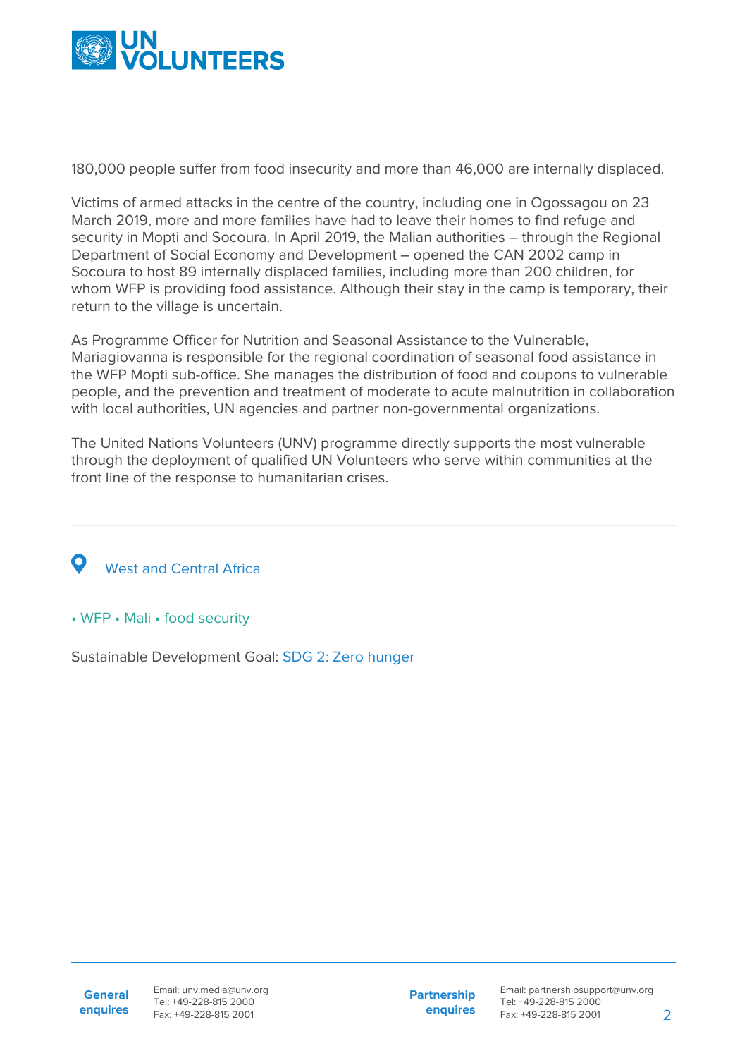180,000 people suffer from food insecurity and more than 46,000 are internally displaced.

Victims of armed attacks in the centre of the country, including one in Ogossagou on 23 March 2019, more and more families have had to leave their homes to find refuge and security in Mopti and Socoura. In April 2019, the Malian authorities – through the Regional Department of Social Economy and Development – opened the CAN 2002 camp in Socoura to host 89 internally displaced families, including more than 200 children, for whom WFP is providing food assistance. Although their stay in the camp is temporary, their return to the village is uncertain.

As Programme Officer for Nutrition and Seasonal Assistance to the Vulnerable, Mariagiovanna is responsible for the regional coordination of seasonal food assistance in the WFP Mopti sub-office. She manages the distribution of food and coupons to vulnerable people, and the prevention and treatment of moderate to acute malnutrition in collaboration with local authorities, UN agencies and partner non-governmental organizations.

The United Nations Volunteers (UNV) programme directly supports the most vulnerable through the deployment of qualified UN Volunteers who serve within communities at the front line of the response to humanitarian crises.

West and Central Africa

• WFP • Mali • food security

Sustainable Development Goal: SDG 2: Zero hunger

**General enquires**
Email: unv.media@unv.org
Tel: +49-228-815 2000
Fax: +49-228-815 2001

**Partnership enquires**
Email: partnershipsupport@unv.org
Tel: +49-228-815 2000
Fax: +49-228-815 2001